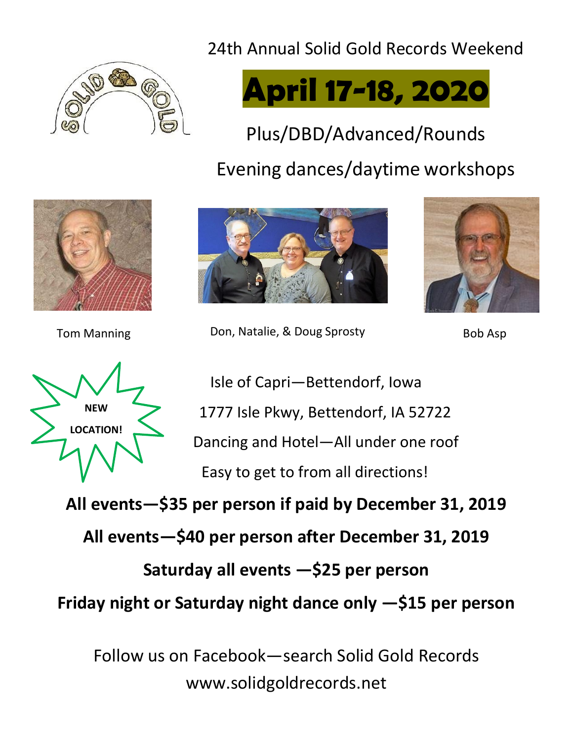24th Annual Solid Gold Records Weekend

# April 17-18, 2020

Plus/DBD/Advanced/Rounds

Evening dances/daytime workshops

Tom Manning

Don, Natalie, & Doug Sprosty

Bob Asp

NEW LOCATION!

Isle of Capri—Bettendorf, Iowa

1777 Isle Pkwy, Bettendorf, IA 52722

Dancing and Hotel—All under one roof

Easy to get to from all directions!

**All events—$35 per person if paid by December 31, 2019**

**All events—$40 per person after December 31, 2019**

**Saturday all events —$25 per person**

**Friday night or Saturday night dance only —$15 per person**

Follow us on Facebook—search Solid Gold Records

www.solidgoldrecords.net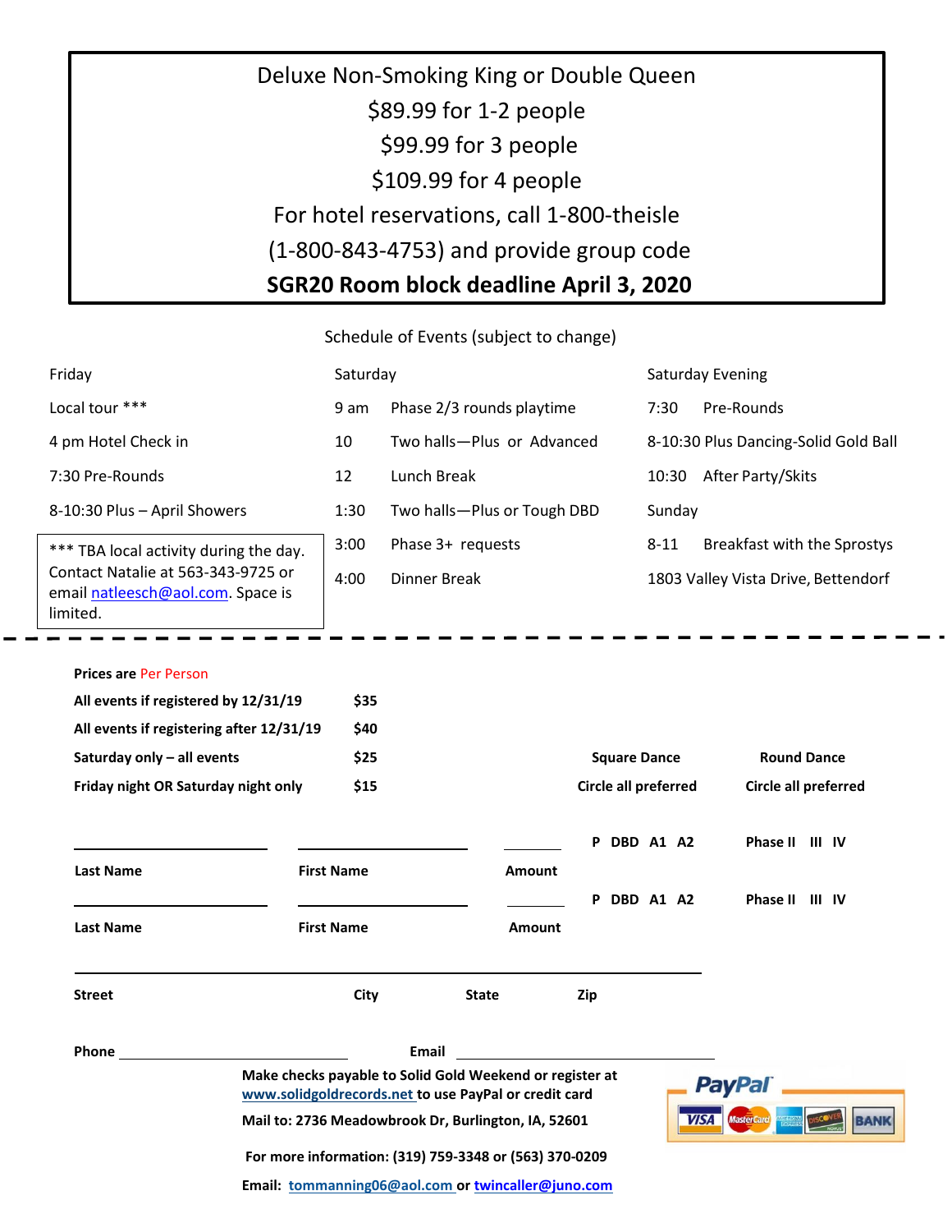**Deluxe Non-Smoking King or Double Queen**

$89.99 for 1-2 people

$99.99 for 3 people

$109.99 for 4 people

For hotel reservations, call 1-800-theisle

(1-800-843-4753) and provide group code

**SGR20 Room block deadline April 3, 2020**

Schedule of Events (subject to change)

| Friday | Saturday | | Saturday Evening | |
|---|---|---|---|---|
| Local tour *** | 9 am | Phase 2/3 rounds playtime | 7:30 | Pre-Rounds |
| 4 pm Hotel Check in | 10 | Two halls—Plus or Advanced | 8-10:30 Plus Dancing-Solid Gold Ball | |
| 7:30 Pre-Rounds | 12 | Lunch Break | 10:30 | After Party/Skits |
| 8-10:30 Plus – April Showers | 1:30 | Two halls—Plus or Tough DBD | Sunday | |
| | 3:00 | Phase 3+ requests | 8-11 | Breakfast with the Sprostys |
| | 4:00 | Dinner Break | 1803 Valley Vista Drive, Bettendorf | |

*** TBA local activity during the day. Contact Natalie at 563-343-9725 or email natleesch@aol.com. Space is limited.

---

**Prices are Per Person**

| | |
|---|---|
| **All events if registered by 12/31/19** | **$35** |
| **All events if registering after 12/31/19** | **$40** |
| **Saturday only – all events** | **$25** |
| **Friday night OR Saturday night only** | **$15** |

| | | | **Square Dance** Circle all preferred | **Round Dance** Circle all preferred |
|---|---|---|---|---|
| **Last Name** ____________ | **First Name** ____________ | **Amount** ______ | **P DBD A1 A2** | **Phase II III IV** |
| **Last Name** ____________ | **First Name** ____________ | **Amount** ______ | **P DBD A1 A2** | **Phase II III IV** |

**Street** ____________ **City** ____________ **State** ______ **Zip** ______

**Phone** ____________ **Email** ____________

**Make checks payable to Solid Gold Weekend or register at www.solidgoldrecords.net to use PayPal or credit card**

**Mail to: 2736 Meadowbrook Dr, Burlington, IA, 52601**

**For more information: (319) 759-3348 or (563) 370-0209**

**Email: tommanning06@aol.com or twincaller@juno.com**